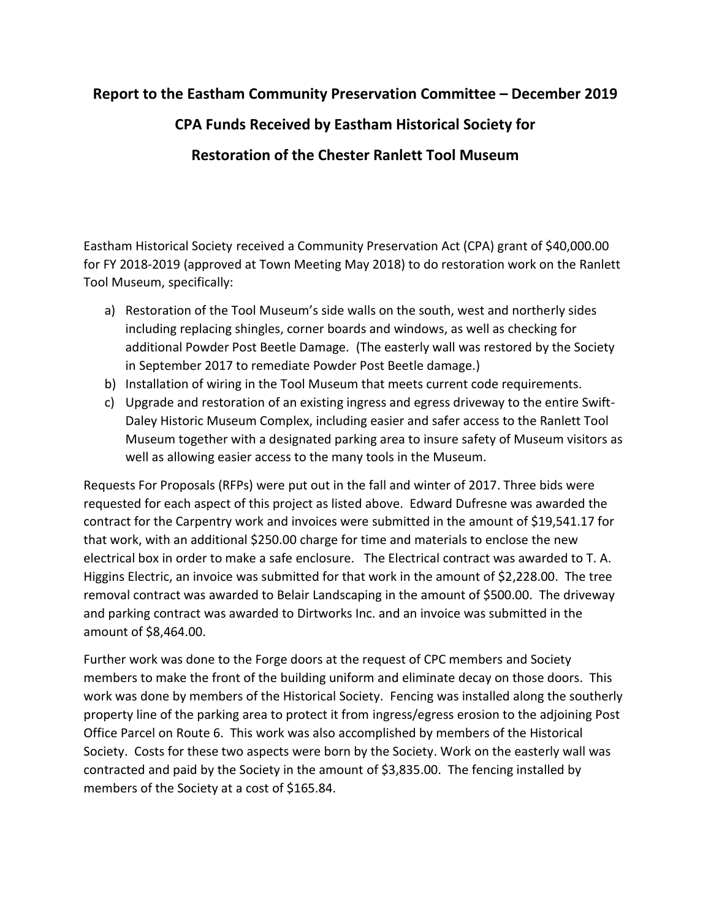# Report to the Eastham Community Preservation Committee – December 2019

## CPA Funds Received by Eastham Historical Society for

## Restoration of the Chester Ranlett Tool Museum

Eastham Historical Society received a Community Preservation Act (CPA) grant of $40,000.00 for FY 2018-2019 (approved at Town Meeting May 2018) to do restoration work on the Ranlett Tool Museum, specifically:

a) Restoration of the Tool Museum's side walls on the south, west and northerly sides including replacing shingles, corner boards and windows, as well as checking for additional Powder Post Beetle Damage. (The easterly wall was restored by the Society in September 2017 to remediate Powder Post Beetle damage.)
b) Installation of wiring in the Tool Museum that meets current code requirements.
c) Upgrade and restoration of an existing ingress and egress driveway to the entire Swift-Daley Historic Museum Complex, including easier and safer access to the Ranlett Tool Museum together with a designated parking area to insure safety of Museum visitors as well as allowing easier access to the many tools in the Museum.

Requests For Proposals (RFPs) were put out in the fall and winter of 2017. Three bids were requested for each aspect of this project as listed above. Edward Dufresne was awarded the contract for the Carpentry work and invoices were submitted in the amount of $19,541.17 for that work, with an additional $250.00 charge for time and materials to enclose the new electrical box in order to make a safe enclosure. The Electrical contract was awarded to T. A. Higgins Electric, an invoice was submitted for that work in the amount of $2,228.00. The tree removal contract was awarded to Belair Landscaping in the amount of $500.00. The driveway and parking contract was awarded to Dirtworks Inc. and an invoice was submitted in the amount of $8,464.00.

Further work was done to the Forge doors at the request of CPC members and Society members to make the front of the building uniform and eliminate decay on those doors. This work was done by members of the Historical Society. Fencing was installed along the southerly property line of the parking area to protect it from ingress/egress erosion to the adjoining Post Office Parcel on Route 6. This work was also accomplished by members of the Historical Society. Costs for these two aspects were born by the Society. Work on the easterly wall was contracted and paid by the Society in the amount of $3,835.00. The fencing installed by members of the Society at a cost of $165.84.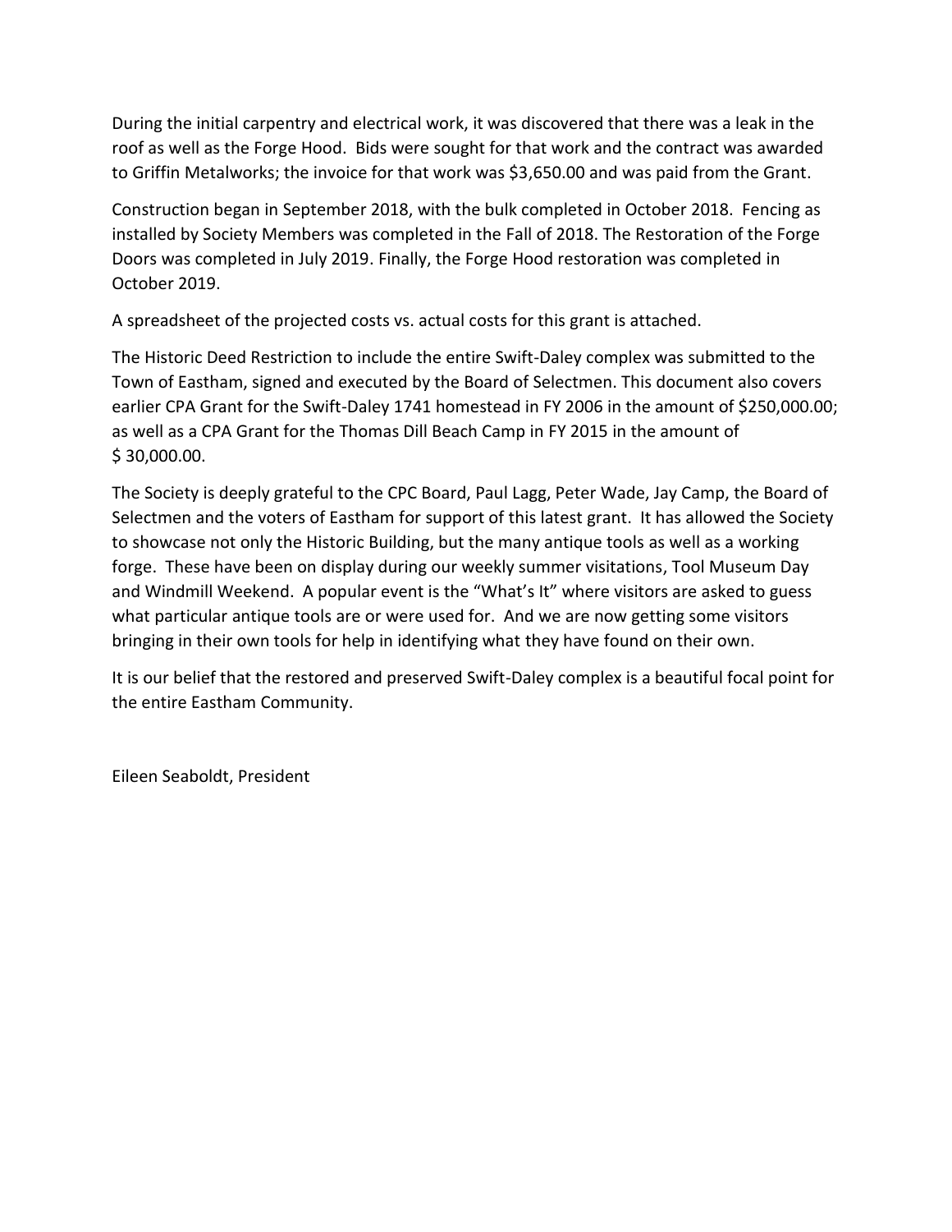During the initial carpentry and electrical work, it was discovered that there was a leak in the roof as well as the Forge Hood. Bids were sought for that work and the contract was awarded to Griffin Metalworks; the invoice for that work was $3,650.00 and was paid from the Grant.

Construction began in September 2018, with the bulk completed in October 2018. Fencing as installed by Society Members was completed in the Fall of 2018. The Restoration of the Forge Doors was completed in July 2019. Finally, the Forge Hood restoration was completed in October 2019.

A spreadsheet of the projected costs vs. actual costs for this grant is attached.

The Historic Deed Restriction to include the entire Swift-Daley complex was submitted to the Town of Eastham, signed and executed by the Board of Selectmen. This document also covers earlier CPA Grant for the Swift-Daley 1741 homestead in FY 2006 in the amount of $250,000.00; as well as a CPA Grant for the Thomas Dill Beach Camp in FY 2015 in the amount of $ 30,000.00.

The Society is deeply grateful to the CPC Board, Paul Lagg, Peter Wade, Jay Camp, the Board of Selectmen and the voters of Eastham for support of this latest grant. It has allowed the Society to showcase not only the Historic Building, but the many antique tools as well as a working forge. These have been on display during our weekly summer visitations, Tool Museum Day and Windmill Weekend. A popular event is the "What's It" where visitors are asked to guess what particular antique tools are or were used for. And we are now getting some visitors bringing in their own tools for help in identifying what they have found on their own.

It is our belief that the restored and preserved Swift-Daley complex is a beautiful focal point for the entire Eastham Community.

Eileen Seaboldt, President